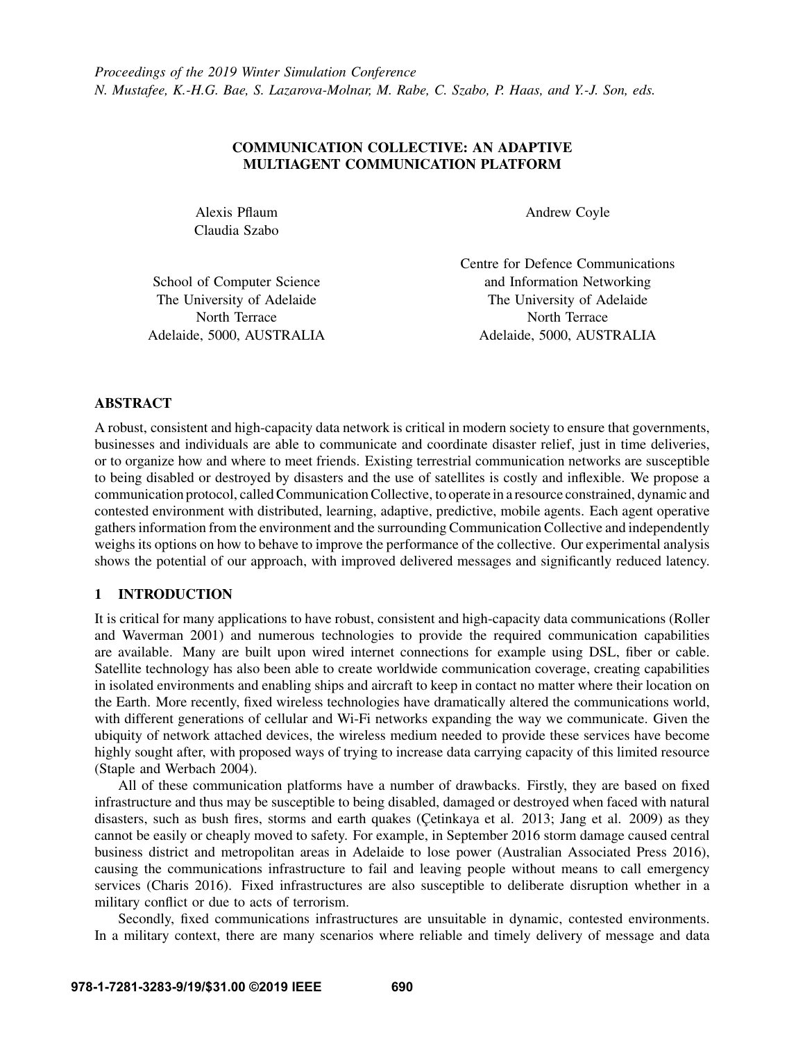*Proceedings of the 2019 Winter Simulation Conference*
*N. Mustafee, K.-H.G. Bae, S. Lazarova-Molnar, M. Rabe, C. Szabo, P. Haas, and Y.-J. Son, eds.*

# COMMUNICATION COLLECTIVE: AN ADAPTIVE MULTIAGENT COMMUNICATION PLATFORM

Alexis Pflaum
Claudia Szabo

School of Computer Science
The University of Adelaide
North Terrace
Adelaide, 5000, AUSTRALIA

Andrew Coyle

Centre for Defence Communications
and Information Networking
The University of Adelaide
North Terrace
Adelaide, 5000, AUSTRALIA

## ABSTRACT

A robust, consistent and high-capacity data network is critical in modern society to ensure that governments, businesses and individuals are able to communicate and coordinate disaster relief, just in time deliveries, or to organize how and where to meet friends. Existing terrestrial communication networks are susceptible to being disabled or destroyed by disasters and the use of satellites is costly and inflexible. We propose a communication protocol, called Communication Collective, to operate in a resource constrained, dynamic and contested environment with distributed, learning, adaptive, predictive, mobile agents. Each agent operative gathers information from the environment and the surrounding Communication Collective and independently weighs its options on how to behave to improve the performance of the collective. Our experimental analysis shows the potential of our approach, with improved delivered messages and significantly reduced latency.

## 1 INTRODUCTION

It is critical for many applications to have robust, consistent and high-capacity data communications (Roller and Waverman 2001) and numerous technologies to provide the required communication capabilities are available. Many are built upon wired internet connections for example using DSL, fiber or cable. Satellite technology has also been able to create worldwide communication coverage, creating capabilities in isolated environments and enabling ships and aircraft to keep in contact no matter where their location on the Earth. More recently, fixed wireless technologies have dramatically altered the communications world, with different generations of cellular and Wi-Fi networks expanding the way we communicate. Given the ubiquity of network attached devices, the wireless medium needed to provide these services have become highly sought after, with proposed ways of trying to increase data carrying capacity of this limited resource (Staple and Werbach 2004).

All of these communication platforms have a number of drawbacks. Firstly, they are based on fixed infrastructure and thus may be susceptible to being disabled, damaged or destroyed when faced with natural disasters, such as bush fires, storms and earth quakes (Çetinkaya et al. 2013; Jang et al. 2009) as they cannot be easily or cheaply moved to safety. For example, in September 2016 storm damage caused central business district and metropolitan areas in Adelaide to lose power (Australian Associated Press 2016), causing the communications infrastructure to fail and leaving people without means to call emergency services (Charis 2016). Fixed infrastructures are also susceptible to deliberate disruption whether in a military conflict or due to acts of terrorism.

Secondly, fixed communications infrastructures are unsuitable in dynamic, contested environments. In a military context, there are many scenarios where reliable and timely delivery of message and data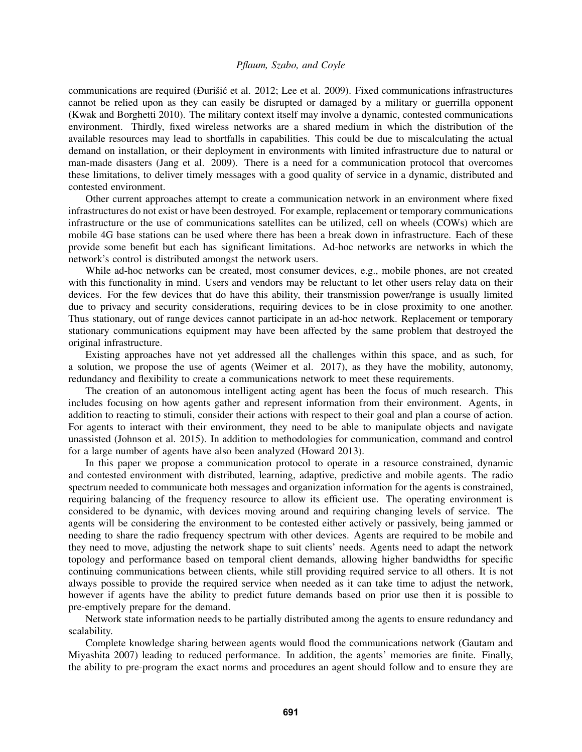communications are required (Đurišić et al. 2012; Lee et al. 2009). Fixed communications infrastructures cannot be relied upon as they can easily be disrupted or damaged by a military or guerrilla opponent (Kwak and Borghetti 2010). The military context itself may involve a dynamic, contested communications environment. Thirdly, fixed wireless networks are a shared medium in which the distribution of the available resources may lead to shortfalls in capabilities. This could be due to miscalculating the actual demand on installation, or their deployment in environments with limited infrastructure due to natural or man-made disasters (Jang et al. 2009). There is a need for a communication protocol that overcomes these limitations, to deliver timely messages with a good quality of service in a dynamic, distributed and contested environment.

Other current approaches attempt to create a communication network in an environment where fixed infrastructures do not exist or have been destroyed. For example, replacement or temporary communications infrastructure or the use of communications satellites can be utilized, cell on wheels (COWs) which are mobile 4G base stations can be used where there has been a break down in infrastructure. Each of these provide some benefit but each has significant limitations. Ad-hoc networks are networks in which the network's control is distributed amongst the network users.

While ad-hoc networks can be created, most consumer devices, e.g., mobile phones, are not created with this functionality in mind. Users and vendors may be reluctant to let other users relay data on their devices. For the few devices that do have this ability, their transmission power/range is usually limited due to privacy and security considerations, requiring devices to be in close proximity to one another. Thus stationary, out of range devices cannot participate in an ad-hoc network. Replacement or temporary stationary communications equipment may have been affected by the same problem that destroyed the original infrastructure.

Existing approaches have not yet addressed all the challenges within this space, and as such, for a solution, we propose the use of agents (Weimer et al. 2017), as they have the mobility, autonomy, redundancy and flexibility to create a communications network to meet these requirements.

The creation of an autonomous intelligent acting agent has been the focus of much research. This includes focusing on how agents gather and represent information from their environment. Agents, in addition to reacting to stimuli, consider their actions with respect to their goal and plan a course of action. For agents to interact with their environment, they need to be able to manipulate objects and navigate unassisted (Johnson et al. 2015). In addition to methodologies for communication, command and control for a large number of agents have also been analyzed (Howard 2013).

In this paper we propose a communication protocol to operate in a resource constrained, dynamic and contested environment with distributed, learning, adaptive, predictive and mobile agents. The radio spectrum needed to communicate both messages and organization information for the agents is constrained, requiring balancing of the frequency resource to allow its efficient use. The operating environment is considered to be dynamic, with devices moving around and requiring changing levels of service. The agents will be considering the environment to be contested either actively or passively, being jammed or needing to share the radio frequency spectrum with other devices. Agents are required to be mobile and they need to move, adjusting the network shape to suit clients' needs. Agents need to adapt the network topology and performance based on temporal client demands, allowing higher bandwidths for specific continuing communications between clients, while still providing required service to all others. It is not always possible to provide the required service when needed as it can take time to adjust the network, however if agents have the ability to predict future demands based on prior use then it is possible to pre-emptively prepare for the demand.

Network state information needs to be partially distributed among the agents to ensure redundancy and scalability.

Complete knowledge sharing between agents would flood the communications network (Gautam and Miyashita 2007) leading to reduced performance. In addition, the agents' memories are finite. Finally, the ability to pre-program the exact norms and procedures an agent should follow and to ensure they are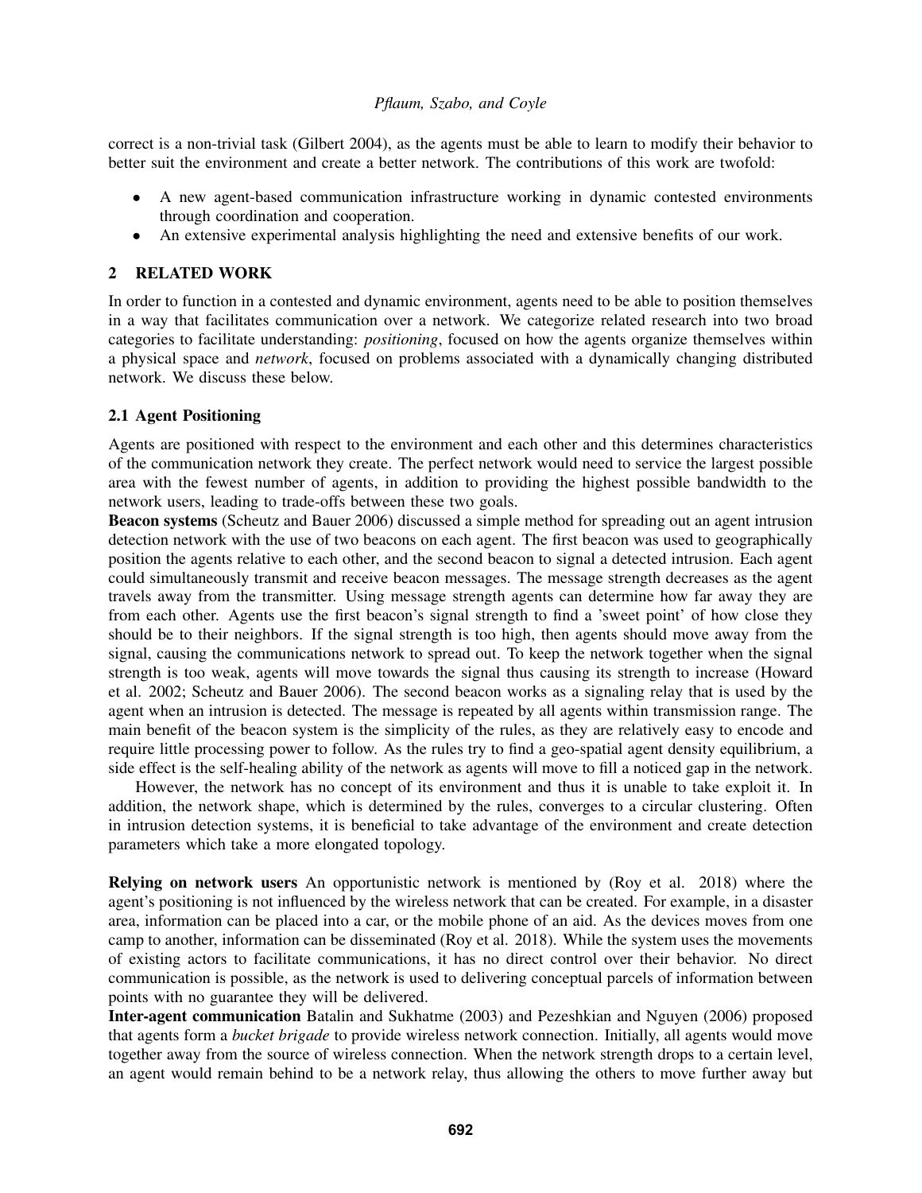correct is a non-trivial task (Gilbert 2004), as the agents must be able to learn to modify their behavior to better suit the environment and create a better network. The contributions of this work are twofold:

- A new agent-based communication infrastructure working in dynamic contested environments through coordination and cooperation.
- An extensive experimental analysis highlighting the need and extensive benefits of our work.

## 2 RELATED WORK

In order to function in a contested and dynamic environment, agents need to be able to position themselves in a way that facilitates communication over a network. We categorize related research into two broad categories to facilitate understanding: *positioning*, focused on how the agents organize themselves within a physical space and *network*, focused on problems associated with a dynamically changing distributed network. We discuss these below.

### 2.1 Agent Positioning

Agents are positioned with respect to the environment and each other and this determines characteristics of the communication network they create. The perfect network would need to service the largest possible area with the fewest number of agents, in addition to providing the highest possible bandwidth to the network users, leading to trade-offs between these two goals.

**Beacon systems** (Scheutz and Bauer 2006) discussed a simple method for spreading out an agent intrusion detection network with the use of two beacons on each agent. The first beacon was used to geographically position the agents relative to each other, and the second beacon to signal a detected intrusion. Each agent could simultaneously transmit and receive beacon messages. The message strength decreases as the agent travels away from the transmitter. Using message strength agents can determine how far away they are from each other. Agents use the first beacon's signal strength to find a 'sweet point' of how close they should be to their neighbors. If the signal strength is too high, then agents should move away from the signal, causing the communications network to spread out. To keep the network together when the signal strength is too weak, agents will move towards the signal thus causing its strength to increase (Howard et al. 2002; Scheutz and Bauer 2006). The second beacon works as a signaling relay that is used by the agent when an intrusion is detected. The message is repeated by all agents within transmission range. The main benefit of the beacon system is the simplicity of the rules, as they are relatively easy to encode and require little processing power to follow. As the rules try to find a geo-spatial agent density equilibrium, a side effect is the self-healing ability of the network as agents will move to fill a noticed gap in the network.

However, the network has no concept of its environment and thus it is unable to take exploit it. In addition, the network shape, which is determined by the rules, converges to a circular clustering. Often in intrusion detection systems, it is beneficial to take advantage of the environment and create detection parameters which take a more elongated topology.

**Relying on network users** An opportunistic network is mentioned by (Roy et al. 2018) where the agent's positioning is not influenced by the wireless network that can be created. For example, in a disaster area, information can be placed into a car, or the mobile phone of an aid. As the devices moves from one camp to another, information can be disseminated (Roy et al. 2018). While the system uses the movements of existing actors to facilitate communications, it has no direct control over their behavior. No direct communication is possible, as the network is used to delivering conceptual parcels of information between points with no guarantee they will be delivered.

**Inter-agent communication** Batalin and Sukhatme (2003) and Pezeshkian and Nguyen (2006) proposed that agents form a *bucket brigade* to provide wireless network connection. Initially, all agents would move together away from the source of wireless connection. When the network strength drops to a certain level, an agent would remain behind to be a network relay, thus allowing the others to move further away but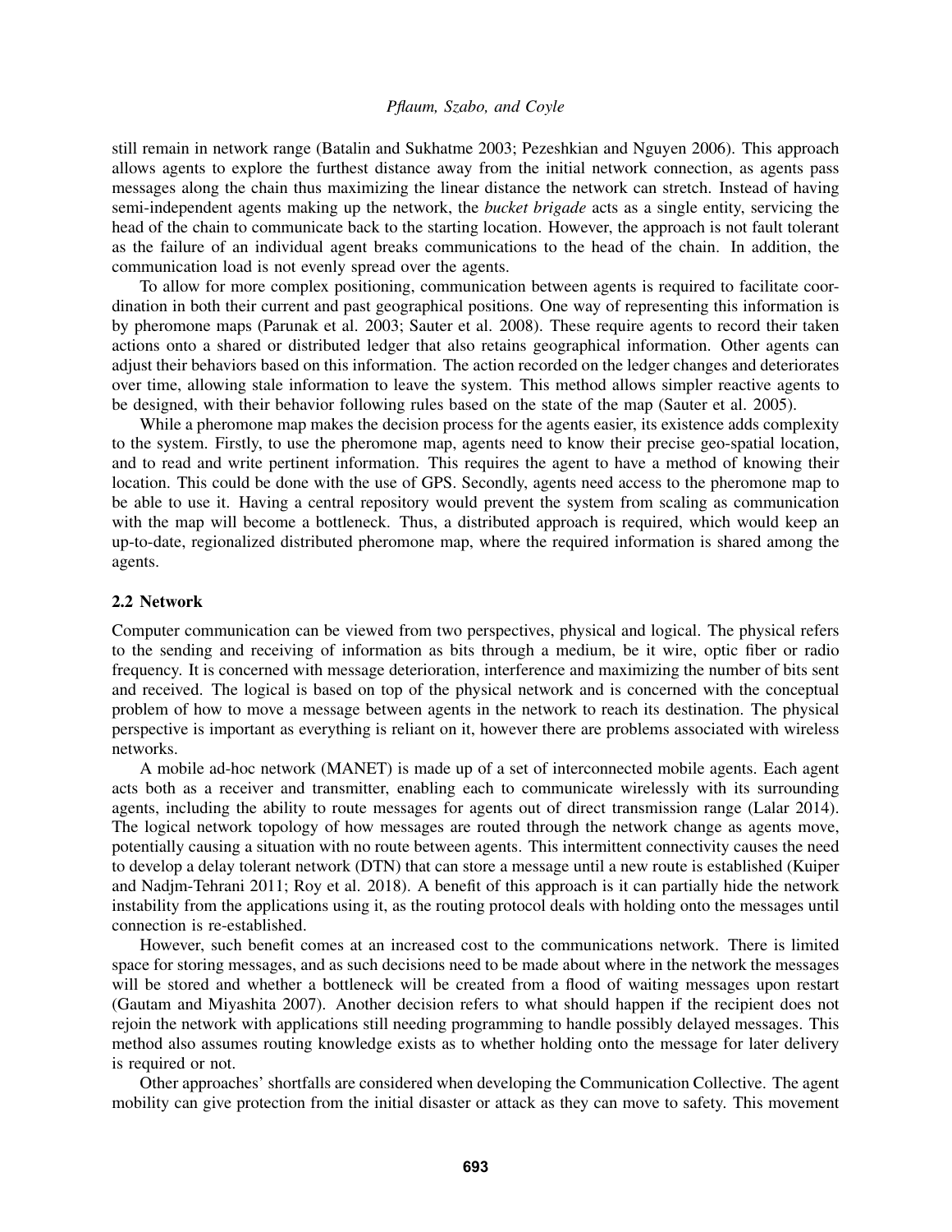still remain in network range (Batalin and Sukhatme 2003; Pezeshkian and Nguyen 2006). This approach allows agents to explore the furthest distance away from the initial network connection, as agents pass messages along the chain thus maximizing the linear distance the network can stretch. Instead of having semi-independent agents making up the network, the *bucket brigade* acts as a single entity, servicing the head of the chain to communicate back to the starting location. However, the approach is not fault tolerant as the failure of an individual agent breaks communications to the head of the chain. In addition, the communication load is not evenly spread over the agents.

To allow for more complex positioning, communication between agents is required to facilitate coordination in both their current and past geographical positions. One way of representing this information is by pheromone maps (Parunak et al. 2003; Sauter et al. 2008). These require agents to record their taken actions onto a shared or distributed ledger that also retains geographical information. Other agents can adjust their behaviors based on this information. The action recorded on the ledger changes and deteriorates over time, allowing stale information to leave the system. This method allows simpler reactive agents to be designed, with their behavior following rules based on the state of the map (Sauter et al. 2005).

While a pheromone map makes the decision process for the agents easier, its existence adds complexity to the system. Firstly, to use the pheromone map, agents need to know their precise geo-spatial location, and to read and write pertinent information. This requires the agent to have a method of knowing their location. This could be done with the use of GPS. Secondly, agents need access to the pheromone map to be able to use it. Having a central repository would prevent the system from scaling as communication with the map will become a bottleneck. Thus, a distributed approach is required, which would keep an up-to-date, regionalized distributed pheromone map, where the required information is shared among the agents.

### 2.2 Network

Computer communication can be viewed from two perspectives, physical and logical. The physical refers to the sending and receiving of information as bits through a medium, be it wire, optic fiber or radio frequency. It is concerned with message deterioration, interference and maximizing the number of bits sent and received. The logical is based on top of the physical network and is concerned with the conceptual problem of how to move a message between agents in the network to reach its destination. The physical perspective is important as everything is reliant on it, however there are problems associated with wireless networks.

A mobile ad-hoc network (MANET) is made up of a set of interconnected mobile agents. Each agent acts both as a receiver and transmitter, enabling each to communicate wirelessly with its surrounding agents, including the ability to route messages for agents out of direct transmission range (Lalar 2014). The logical network topology of how messages are routed through the network change as agents move, potentially causing a situation with no route between agents. This intermittent connectivity causes the need to develop a delay tolerant network (DTN) that can store a message until a new route is established (Kuiper and Nadjm-Tehrani 2011; Roy et al. 2018). A benefit of this approach is it can partially hide the network instability from the applications using it, as the routing protocol deals with holding onto the messages until connection is re-established.

However, such benefit comes at an increased cost to the communications network. There is limited space for storing messages, and as such decisions need to be made about where in the network the messages will be stored and whether a bottleneck will be created from a flood of waiting messages upon restart (Gautam and Miyashita 2007). Another decision refers to what should happen if the recipient does not rejoin the network with applications still needing programming to handle possibly delayed messages. This method also assumes routing knowledge exists as to whether holding onto the message for later delivery is required or not.

Other approaches' shortfalls are considered when developing the Communication Collective. The agent mobility can give protection from the initial disaster or attack as they can move to safety. This movement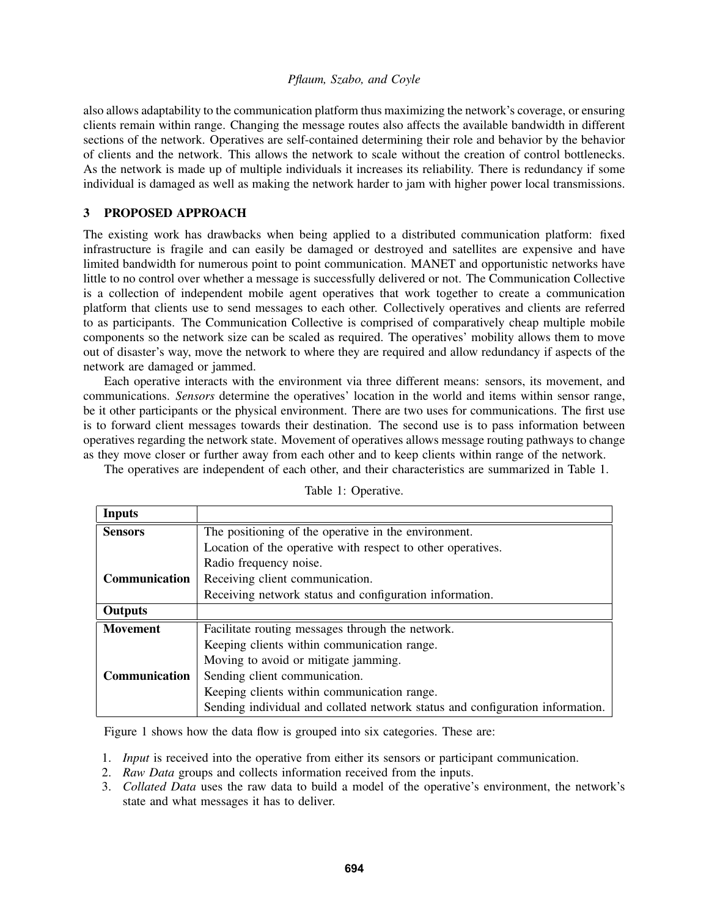also allows adaptability to the communication platform thus maximizing the network's coverage, or ensuring clients remain within range. Changing the message routes also affects the available bandwidth in different sections of the network. Operatives are self-contained determining their role and behavior by the behavior of clients and the network. This allows the network to scale without the creation of control bottlenecks. As the network is made up of multiple individuals it increases its reliability. There is redundancy if some individual is damaged as well as making the network harder to jam with higher power local transmissions.

## 3 PROPOSED APPROACH

The existing work has drawbacks when being applied to a distributed communication platform: fixed infrastructure is fragile and can easily be damaged or destroyed and satellites are expensive and have limited bandwidth for numerous point to point communication. MANET and opportunistic networks have little to no control over whether a message is successfully delivered or not. The Communication Collective is a collection of independent mobile agent operatives that work together to create a communication platform that clients use to send messages to each other. Collectively operatives and clients are referred to as participants. The Communication Collective is comprised of comparatively cheap multiple mobile components so the network size can be scaled as required. The operatives' mobility allows them to move out of disaster's way, move the network to where they are required and allow redundancy if aspects of the network are damaged or jammed.

Each operative interacts with the environment via three different means: sensors, its movement, and communications. *Sensors* determine the operatives' location in the world and items within sensor range, be it other participants or the physical environment. There are two uses for communications. The first use is to forward client messages towards their destination. The second use is to pass information between operatives regarding the network state. Movement of operatives allows message routing pathways to change as they move closer or further away from each other and to keep clients within range of the network.

The operatives are independent of each other, and their characteristics are summarized in Table 1.

Table 1: Operative.

| **Inputs** | |
|---|---|
| **Sensors** | The positioning of the operative in the environment. |
| | Location of the operative with respect to other operatives. |
| | Radio frequency noise. |
| **Communication** | Receiving client communication. |
| | Receiving network status and configuration information. |
| **Outputs** | |
| **Movement** | Facilitate routing messages through the network. |
| | Keeping clients within communication range. |
| | Moving to avoid or mitigate jamming. |
| **Communication** | Sending client communication. |
| | Keeping clients within communication range. |
| | Sending individual and collated network status and configuration information. |

Figure 1 shows how the data flow is grouped into six categories. These are:

1. *Input* is received into the operative from either its sensors or participant communication.
2. *Raw Data* groups and collects information received from the inputs.
3. *Collated Data* uses the raw data to build a model of the operative's environment, the network's state and what messages it has to deliver.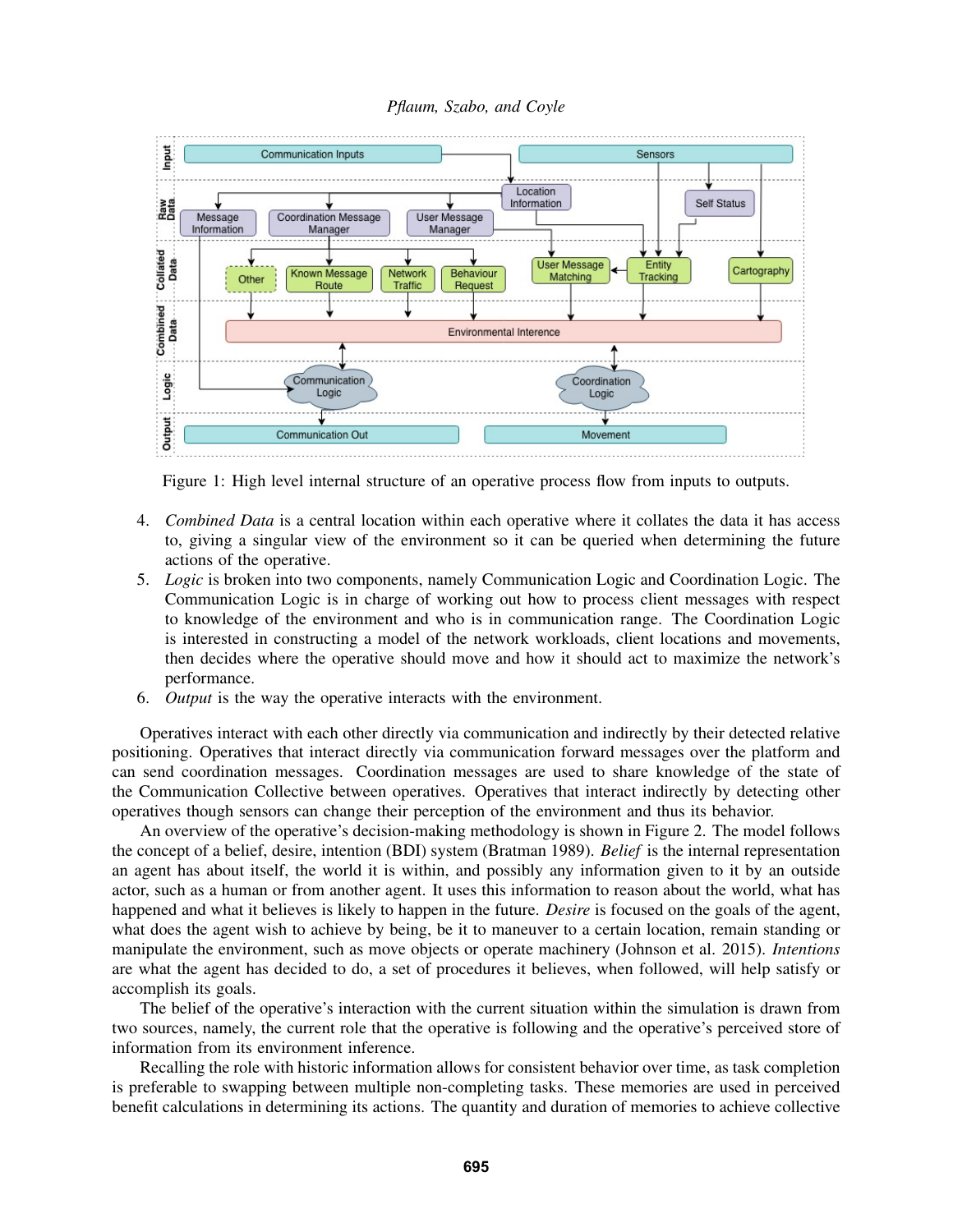Figure 1: High level internal structure of an operative process flow from inputs to outputs.

4. *Combined Data* is a central location within each operative where it collates the data it has access to, giving a singular view of the environment so it can be queried when determining the future actions of the operative.
5. *Logic* is broken into two components, namely Communication Logic and Coordination Logic. The Communication Logic is in charge of working out how to process client messages with respect to knowledge of the environment and who is in communication range. The Coordination Logic is interested in constructing a model of the network workloads, client locations and movements, then decides where the operative should move and how it should act to maximize the network's performance.
6. *Output* is the way the operative interacts with the environment.

Operatives interact with each other directly via communication and indirectly by their detected relative positioning. Operatives that interact directly via communication forward messages over the platform and can send coordination messages. Coordination messages are used to share knowledge of the state of the Communication Collective between operatives. Operatives that interact indirectly by detecting other operatives though sensors can change their perception of the environment and thus its behavior.

An overview of the operative's decision-making methodology is shown in Figure 2. The model follows the concept of a belief, desire, intention (BDI) system (Bratman 1989). *Belief* is the internal representation an agent has about itself, the world it is within, and possibly any information given to it by an outside actor, such as a human or from another agent. It uses this information to reason about the world, what has happened and what it believes is likely to happen in the future. *Desire* is focused on the goals of the agent, what does the agent wish to achieve by being, be it to maneuver to a certain location, remain standing or manipulate the environment, such as move objects or operate machinery (Johnson et al. 2015). *Intentions* are what the agent has decided to do, a set of procedures it believes, when followed, will help satisfy or accomplish its goals.

The belief of the operative's interaction with the current situation within the simulation is drawn from two sources, namely, the current role that the operative is following and the operative's perceived store of information from its environment inference.

Recalling the role with historic information allows for consistent behavior over time, as task completion is preferable to swapping between multiple non-completing tasks. These memories are used in perceived benefit calculations in determining its actions. The quantity and duration of memories to achieve collective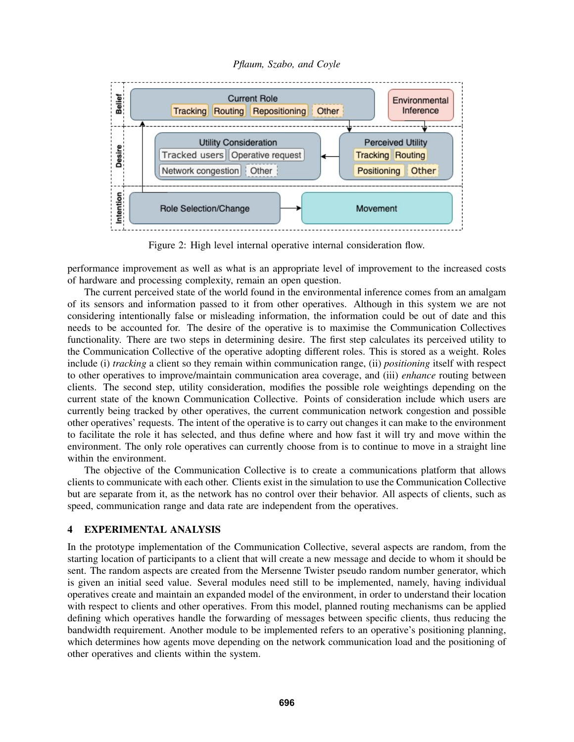Figure 2: High level internal operative internal consideration flow.

performance improvement as well as what is an appropriate level of improvement to the increased costs of hardware and processing complexity, remain an open question.

The current perceived state of the world found in the environmental inference comes from an amalgam of its sensors and information passed to it from other operatives. Although in this system we are not considering intentionally false or misleading information, the information could be out of date and this needs to be accounted for. The desire of the operative is to maximise the Communication Collectives functionality. There are two steps in determining desire. The first step calculates its perceived utility to the Communication Collective of the operative adopting different roles. This is stored as a weight. Roles include (i) *tracking* a client so they remain within communication range, (ii) *positioning* itself with respect to other operatives to improve/maintain communication area coverage, and (iii) *enhance* routing between clients. The second step, utility consideration, modifies the possible role weightings depending on the current state of the known Communication Collective. Points of consideration include which users are currently being tracked by other operatives, the current communication network congestion and possible other operatives' requests. The intent of the operative is to carry out changes it can make to the environment to facilitate the role it has selected, and thus define where and how fast it will try and move within the environment. The only role operatives can currently choose from is to continue to move in a straight line within the environment.

The objective of the Communication Collective is to create a communications platform that allows clients to communicate with each other. Clients exist in the simulation to use the Communication Collective but are separate from it, as the network has no control over their behavior. All aspects of clients, such as speed, communication range and data rate are independent from the operatives.

## 4 EXPERIMENTAL ANALYSIS

In the prototype implementation of the Communication Collective, several aspects are random, from the starting location of participants to a client that will create a new message and decide to whom it should be sent. The random aspects are created from the Mersenne Twister pseudo random number generator, which is given an initial seed value. Several modules need still to be implemented, namely, having individual operatives create and maintain an expanded model of the environment, in order to understand their location with respect to clients and other operatives. From this model, planned routing mechanisms can be applied defining which operatives handle the forwarding of messages between specific clients, thus reducing the bandwidth requirement. Another module to be implemented refers to an operative's positioning planning, which determines how agents move depending on the network communication load and the positioning of other operatives and clients within the system.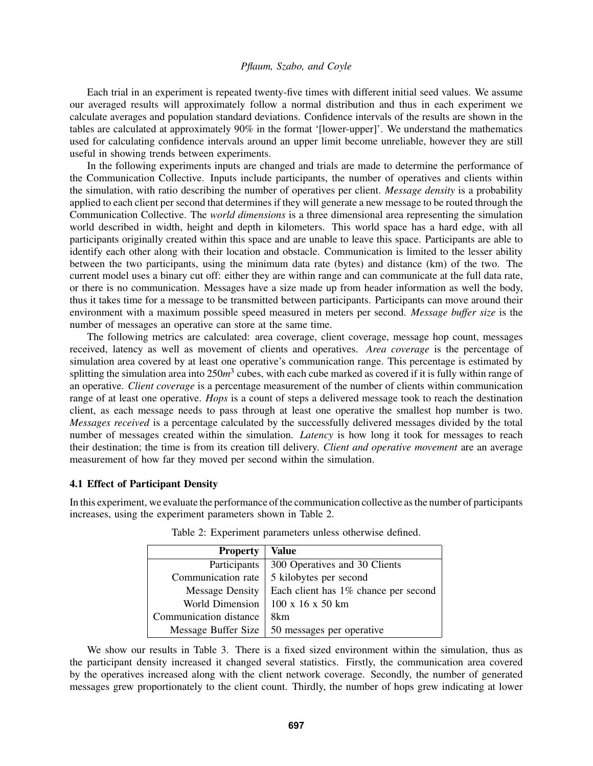Each trial in an experiment is repeated twenty-five times with different initial seed values. We assume our averaged results will approximately follow a normal distribution and thus in each experiment we calculate averages and population standard deviations. Confidence intervals of the results are shown in the tables are calculated at approximately 90% in the format '[lower-upper]'. We understand the mathematics used for calculating confidence intervals around an upper limit become unreliable, however they are still useful in showing trends between experiments.

In the following experiments inputs are changed and trials are made to determine the performance of the Communication Collective. Inputs include participants, the number of operatives and clients within the simulation, with ratio describing the number of operatives per client. *Message density* is a probability applied to each client per second that determines if they will generate a new message to be routed through the Communication Collective. The *world dimensions* is a three dimensional area representing the simulation world described in width, height and depth in kilometers. This world space has a hard edge, with all participants originally created within this space and are unable to leave this space. Participants are able to identify each other along with their location and obstacle. Communication is limited to the lesser ability between the two participants, using the minimum data rate (bytes) and distance (km) of the two. The current model uses a binary cut off: either they are within range and can communicate at the full data rate, or there is no communication. Messages have a size made up from header information as well the body, thus it takes time for a message to be transmitted between participants. Participants can move around their environment with a maximum possible speed measured in meters per second. *Message buffer size* is the number of messages an operative can store at the same time.

The following metrics are calculated: area coverage, client coverage, message hop count, messages received, latency as well as movement of clients and operatives. *Area coverage* is the percentage of simulation area covered by at least one operative's communication range. This percentage is estimated by splitting the simulation area into $250m^3$ cubes, with each cube marked as covered if it is fully within range of an operative. *Client coverage* is a percentage measurement of the number of clients within communication range of at least one operative. *Hops* is a count of steps a delivered message took to reach the destination client, as each message needs to pass through at least one operative the smallest hop number is two. *Messages received* is a percentage calculated by the successfully delivered messages divided by the total number of messages created within the simulation. *Latency* is how long it took for messages to reach their destination; the time is from its creation till delivery. *Client and operative movement* are an average measurement of how far they moved per second within the simulation.

### 4.1 Effect of Participant Density

In this experiment, we evaluate the performance of the communication collective as the number of participants increases, using the experiment parameters shown in Table 2.

Table 2: Experiment parameters unless otherwise defined.

| Property | Value |
|---:|---|
| Participants | 300 Operatives and 30 Clients |
| Communication rate | 5 kilobytes per second |
| Message Density | Each client has 1% chance per second |
| World Dimension | 100 x 16 x 50 km |
| Communication distance | 8km |
| Message Buffer Size | 50 messages per operative |

We show our results in Table 3. There is a fixed sized environment within the simulation, thus as the participant density increased it changed several statistics. Firstly, the communication area covered by the operatives increased along with the client network coverage. Secondly, the number of generated messages grew proportionately to the client count. Thirdly, the number of hops grew indicating at lower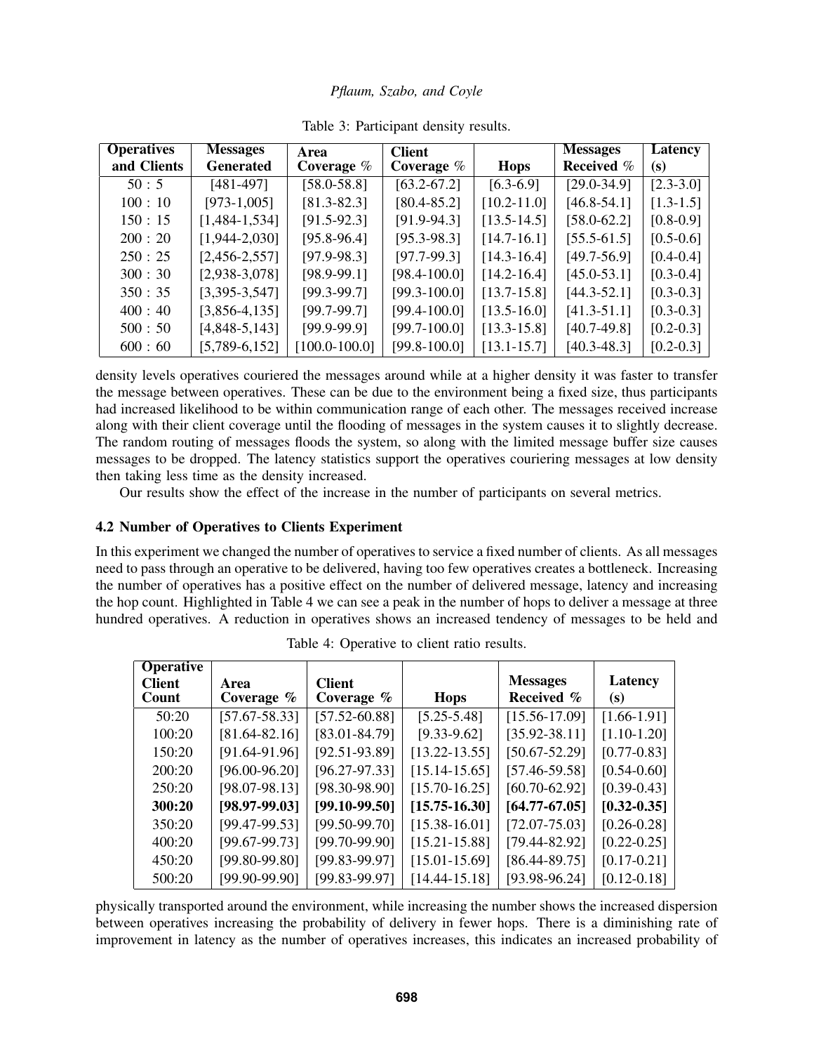Table 3: Participant density results.

| Operatives and Clients | Messages Generated | Area Coverage % | Client Coverage % | Hops | Messages Received % | Latency (s) |
|---|---|---|---|---|---|---|
| 50 : 5 | [481-497] | [58.0-58.8] | [63.2-67.2] | [6.3-6.9] | [29.0-34.9] | [2.3-3.0] |
| 100 : 10 | [973-1,005] | [81.3-82.3] | [80.4-85.2] | [10.2-11.0] | [46.8-54.1] | [1.3-1.5] |
| 150 : 15 | [1,484-1,534] | [91.5-92.3] | [91.9-94.3] | [13.5-14.5] | [58.0-62.2] | [0.8-0.9] |
| 200 : 20 | [1,944-2,030] | [95.8-96.4] | [95.3-98.3] | [14.7-16.1] | [55.5-61.5] | [0.5-0.6] |
| 250 : 25 | [2,456-2,557] | [97.9-98.3] | [97.7-99.3] | [14.3-16.4] | [49.7-56.9] | [0.4-0.4] |
| 300 : 30 | [2,938-3,078] | [98.9-99.1] | [98.4-100.0] | [14.2-16.4] | [45.0-53.1] | [0.3-0.4] |
| 350 : 35 | [3,395-3,547] | [99.3-99.7] | [99.3-100.0] | [13.7-15.8] | [44.3-52.1] | [0.3-0.3] |
| 400 : 40 | [3,856-4,135] | [99.7-99.7] | [99.4-100.0] | [13.5-16.0] | [41.3-51.1] | [0.3-0.3] |
| 500 : 50 | [4,848-5,143] | [99.9-99.9] | [99.7-100.0] | [13.3-15.8] | [40.7-49.8] | [0.2-0.3] |
| 600 : 60 | [5,789-6,152] | [100.0-100.0] | [99.8-100.0] | [13.1-15.7] | [40.3-48.3] | [0.2-0.3] |

density levels operatives couriered the messages around while at a higher density it was faster to transfer the message between operatives. These can be due to the environment being a fixed size, thus participants had increased likelihood to be within communication range of each other. The messages received increase along with their client coverage until the flooding of messages in the system causes it to slightly decrease. The random routing of messages floods the system, so along with the limited message buffer size causes messages to be dropped. The latency statistics support the operatives couriering messages at low density then taking less time as the density increased.

Our results show the effect of the increase in the number of participants on several metrics.

### 4.2 Number of Operatives to Clients Experiment

In this experiment we changed the number of operatives to service a fixed number of clients. As all messages need to pass through an operative to be delivered, having too few operatives creates a bottleneck. Increasing the number of operatives has a positive effect on the number of delivered message, latency and increasing the hop count. Highlighted in Table 4 we can see a peak in the number of hops to deliver a message at three hundred operatives. A reduction in operatives shows an increased tendency of messages to be held and physically transported around the environment, while increasing the number shows the increased dispersion between operatives increasing the probability of delivery in fewer hops. There is a diminishing rate of improvement in latency as the number of operatives increases, this indicates an increased probability of

Table 4: Operative to client ratio results.

| Operative Client Count | Area Coverage % | Client Coverage % | Hops | Messages Received % | Latency (s) |
|---|---|---|---|---|---|
| 50:20 | [57.67-58.33] | [57.52-60.88] | [5.25-5.48] | [15.56-17.09] | [1.66-1.91] |
| 100:20 | [81.64-82.16] | [83.01-84.79] | [9.33-9.62] | [35.92-38.11] | [1.10-1.20] |
| 150:20 | [91.64-91.96] | [92.51-93.89] | [13.22-13.55] | [50.67-52.29] | [0.77-0.83] |
| 200:20 | [96.00-96.20] | [96.27-97.33] | [15.14-15.65] | [57.46-59.58] | [0.54-0.60] |
| 250:20 | [98.07-98.13] | [98.30-98.90] | [15.70-16.25] | [60.70-62.92] | [0.39-0.43] |
| **300:20** | **[98.97-99.03]** | **[99.10-99.50]** | **[15.75-16.30]** | **[64.77-67.05]** | **[0.32-0.35]** |
| 350:20 | [99.47-99.53] | [99.50-99.70] | [15.38-16.01] | [72.07-75.03] | [0.26-0.28] |
| 400:20 | [99.67-99.73] | [99.70-99.90] | [15.21-15.88] | [79.44-82.92] | [0.22-0.25] |
| 450:20 | [99.80-99.80] | [99.83-99.97] | [15.01-15.69] | [86.44-89.75] | [0.17-0.21] |
| 500:20 | [99.90-99.90] | [99.83-99.97] | [14.44-15.18] | [93.98-96.24] | [0.12-0.18] |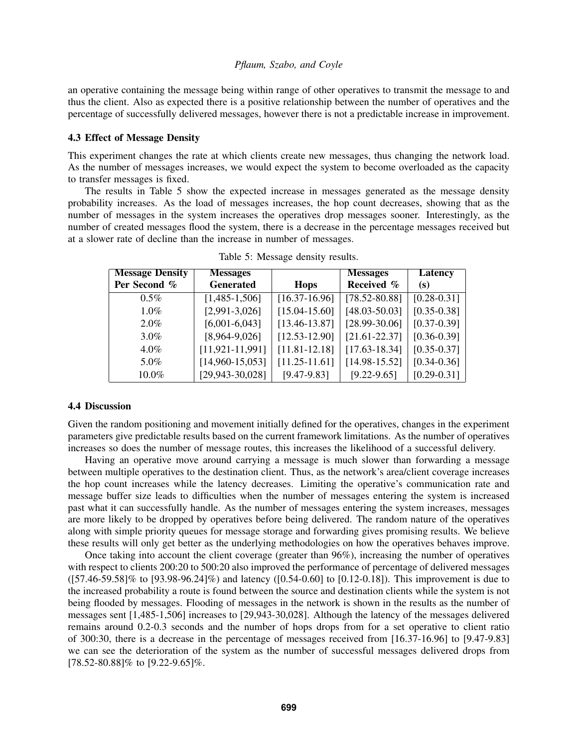an operative containing the message being within range of other operatives to transmit the message to and thus the client. Also as expected there is a positive relationship between the number of operatives and the percentage of successfully delivered messages, however there is not a predictable increase in improvement.

### 4.3 Effect of Message Density

This experiment changes the rate at which clients create new messages, thus changing the network load. As the number of messages increases, we would expect the system to become overloaded as the capacity to transfer messages is fixed.

The results in Table 5 show the expected increase in messages generated as the message density probability increases. As the load of messages increases, the hop count decreases, showing that as the number of messages in the system increases the operatives drop messages sooner. Interestingly, as the number of created messages flood the system, there is a decrease in the percentage messages received but at a slower rate of decline than the increase in number of messages.

Table 5: Message density results.

| Message Density Per Second % | Messages Generated | Hops | Messages Received % | Latency (s) |
|---|---|---|---|---|
| 0.5% | [1,485-1,506] | [16.37-16.96] | [78.52-80.88] | [0.28-0.31] |
| 1.0% | [2,991-3,026] | [15.04-15.60] | [48.03-50.03] | [0.35-0.38] |
| 2.0% | [6,001-6,043] | [13.46-13.87] | [28.99-30.06] | [0.37-0.39] |
| 3.0% | [8,964-9,026] | [12.53-12.90] | [21.61-22.37] | [0.36-0.39] |
| 4.0% | [11,921-11,991] | [11.81-12.18] | [17.63-18.34] | [0.35-0.37] |
| 5.0% | [14,960-15,053] | [11.25-11.61] | [14.98-15.52] | [0.34-0.36] |
| 10.0% | [29,943-30,028] | [9.47-9.83] | [9.22-9.65] | [0.29-0.31] |

### 4.4 Discussion

Given the random positioning and movement initially defined for the operatives, changes in the experiment parameters give predictable results based on the current framework limitations. As the number of operatives increases so does the number of message routes, this increases the likelihood of a successful delivery.

Having an operative move around carrying a message is much slower than forwarding a message between multiple operatives to the destination client. Thus, as the network's area/client coverage increases the hop count increases while the latency decreases. Limiting the operative's communication rate and message buffer size leads to difficulties when the number of messages entering the system is increased past what it can successfully handle. As the number of messages entering the system increases, messages are more likely to be dropped by operatives before being delivered. The random nature of the operatives along with simple priority queues for message storage and forwarding gives promising results. We believe these results will only get better as the underlying methodologies on how the operatives behaves improve.

Once taking into account the client coverage (greater than 96%), increasing the number of operatives with respect to clients 200:20 to 500:20 also improved the performance of percentage of delivered messages ([57.46-59.58]% to [93.98-96.24]%) and latency ([0.54-0.60] to [0.12-0.18]). This improvement is due to the increased probability a route is found between the source and destination clients while the system is not being flooded by messages. Flooding of messages in the network is shown in the results as the number of messages sent [1,485-1,506] increases to [29,943-30,028]. Although the latency of the messages delivered remains around 0.2-0.3 seconds and the number of hops drops from for a set operative to client ratio of 300:30, there is a decrease in the percentage of messages received from [16.37-16.96] to [9.47-9.83] we can see the deterioration of the system as the number of successful messages delivered drops from [78.52-80.88]% to [9.22-9.65]%.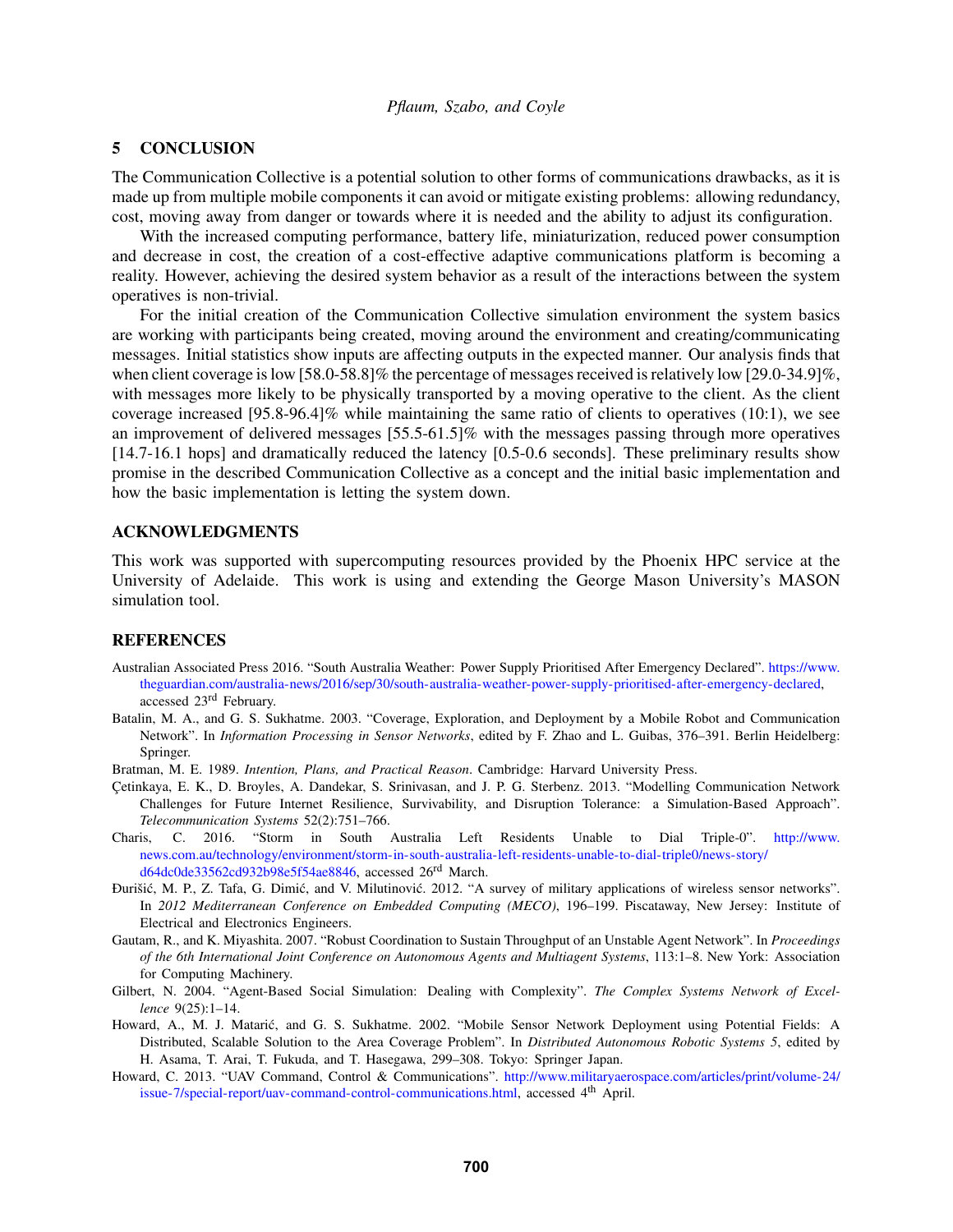## 5 CONCLUSION

The Communication Collective is a potential solution to other forms of communications drawbacks, as it is made up from multiple mobile components it can avoid or mitigate existing problems: allowing redundancy, cost, moving away from danger or towards where it is needed and the ability to adjust its configuration.

With the increased computing performance, battery life, miniaturization, reduced power consumption and decrease in cost, the creation of a cost-effective adaptive communications platform is becoming a reality. However, achieving the desired system behavior as a result of the interactions between the system operatives is non-trivial.

For the initial creation of the Communication Collective simulation environment the system basics are working with participants being created, moving around the environment and creating/communicating messages. Initial statistics show inputs are affecting outputs in the expected manner. Our analysis finds that when client coverage is low [58.0-58.8]% the percentage of messages received is relatively low [29.0-34.9]%, with messages more likely to be physically transported by a moving operative to the client. As the client coverage increased [95.8-96.4]% while maintaining the same ratio of clients to operatives (10:1), we see an improvement of delivered messages [55.5-61.5]% with the messages passing through more operatives [14.7-16.1 hops] and dramatically reduced the latency [0.5-0.6 seconds]. These preliminary results show promise in the described Communication Collective as a concept and the initial basic implementation and how the basic implementation is letting the system down.

## ACKNOWLEDGMENTS

This work was supported with supercomputing resources provided by the Phoenix HPC service at the University of Adelaide. This work is using and extending the George Mason University's MASON simulation tool.

## REFERENCES

Australian Associated Press 2016. "South Australia Weather: Power Supply Prioritised After Emergency Declared". https://www.theguardian.com/australia-news/2016/sep/30/south-australia-weather-power-supply-prioritised-after-emergency-declared, accessed 23rd February.

Batalin, M. A., and G. S. Sukhatme. 2003. "Coverage, Exploration, and Deployment by a Mobile Robot and Communication Network". In *Information Processing in Sensor Networks*, edited by F. Zhao and L. Guibas, 376–391. Berlin Heidelberg: Springer.

Bratman, M. E. 1989. *Intention, Plans, and Practical Reason*. Cambridge: Harvard University Press.

Çetinkaya, E. K., D. Broyles, A. Dandekar, S. Srinivasan, and J. P. G. Sterbenz. 2013. "Modelling Communication Network Challenges for Future Internet Resilience, Survivability, and Disruption Tolerance: a Simulation-Based Approach". *Telecommunication Systems* 52(2):751–766.

Charis, C. 2016. "Storm in South Australia Left Residents Unable to Dial Triple-0". http://www.news.com.au/technology/environment/storm-in-south-australia-left-residents-unable-to-dial-triple0/news-story/d64dc0de33562cd932b98e5f54ae8846, accessed 26rd March.

Ðurišić, M. P., Z. Tafa, G. Dimić, and V. Milutinović. 2012. "A survey of military applications of wireless sensor networks". In *2012 Mediterranean Conference on Embedded Computing (MECO)*, 196–199. Piscataway, New Jersey: Institute of Electrical and Electronics Engineers.

Gautam, R., and K. Miyashita. 2007. "Robust Coordination to Sustain Throughput of an Unstable Agent Network". In *Proceedings of the 6th International Joint Conference on Autonomous Agents and Multiagent Systems*, 113:1–8. New York: Association for Computing Machinery.

Gilbert, N. 2004. "Agent-Based Social Simulation: Dealing with Complexity". *The Complex Systems Network of Excellence* 9(25):1–14.

Howard, A., M. J. Matarić, and G. S. Sukhatme. 2002. "Mobile Sensor Network Deployment using Potential Fields: A Distributed, Scalable Solution to the Area Coverage Problem". In *Distributed Autonomous Robotic Systems 5*, edited by H. Asama, T. Arai, T. Fukuda, and T. Hasegawa, 299–308. Tokyo: Springer Japan.

Howard, C. 2013. "UAV Command, Control & Communications". http://www.militaryaerospace.com/articles/print/volume-24/issue-7/special-report/uav-command-control-communications.html, accessed 4th April.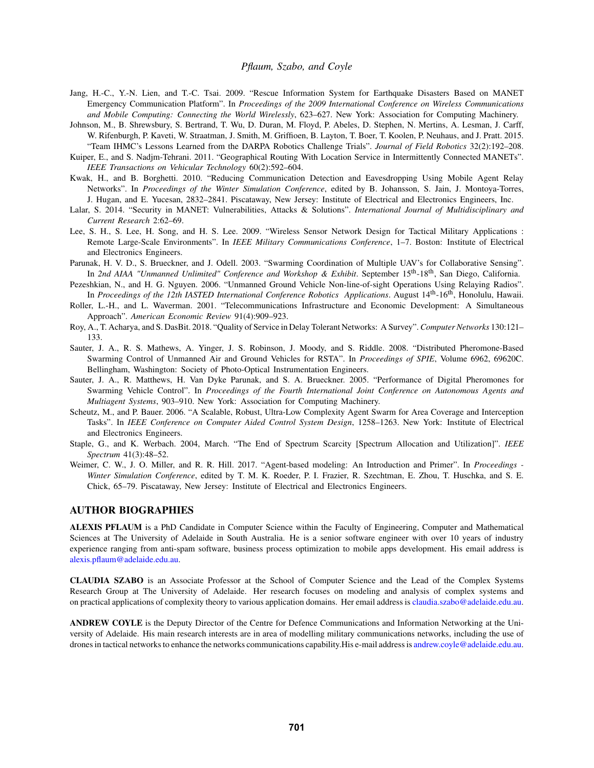Jang, H.-C., Y.-N. Lien, and T.-C. Tsai. 2009. "Rescue Information System for Earthquake Disasters Based on MANET Emergency Communication Platform". In *Proceedings of the 2009 International Conference on Wireless Communications and Mobile Computing: Connecting the World Wirelessly*, 623–627. New York: Association for Computing Machinery.

Johnson, M., B. Shrewsbury, S. Bertrand, T. Wu, D. Duran, M. Floyd, P. Abeles, D. Stephen, N. Mertins, A. Lesman, J. Carff, W. Rifenburgh, P. Kaveti, W. Straatman, J. Smith, M. Griffioen, B. Layton, T. Boer, T. Koolen, P. Neuhaus, and J. Pratt. 2015. "Team IHMC's Lessons Learned from the DARPA Robotics Challenge Trials". *Journal of Field Robotics* 32(2):192–208.

Kuiper, E., and S. Nadjm-Tehrani. 2011. "Geographical Routing With Location Service in Intermittently Connected MANETs". *IEEE Transactions on Vehicular Technology* 60(2):592–604.

Kwak, H., and B. Borghetti. 2010. "Reducing Communication Detection and Eavesdropping Using Mobile Agent Relay Networks". In *Proceedings of the Winter Simulation Conference*, edited by B. Johansson, S. Jain, J. Montoya-Torres, J. Hugan, and E. Yucesan, 2832–2841. Piscataway, New Jersey: Institute of Electrical and Electronics Engineers, Inc.

Lalar, S. 2014. "Security in MANET: Vulnerabilities, Attacks & Solutions". *International Journal of Multidisciplinary and Current Research* 2:62–69.

Lee, S. H., S. Lee, H. Song, and H. S. Lee. 2009. "Wireless Sensor Network Design for Tactical Military Applications : Remote Large-Scale Environments". In *IEEE Military Communications Conference*, 1–7. Boston: Institute of Electrical and Electronics Engineers.

Parunak, H. V. D., S. Brueckner, and J. Odell. 2003. "Swarming Coordination of Multiple UAV's for Collaborative Sensing". In *2nd AIAA "Unmanned Unlimited" Conference and Workshop & Exhibit*. September 15th-18th, San Diego, California.

Pezeshkian, N., and H. G. Nguyen. 2006. "Unmanned Ground Vehicle Non-line-of-sight Operations Using Relaying Radios". In *Proceedings of the 12th IASTED International Conference Robotics Applications*. August 14th-16th, Honolulu, Hawaii.

Roller, L.-H., and L. Waverman. 2001. "Telecommunications Infrastructure and Economic Development: A Simultaneous Approach". *American Economic Review* 91(4):909–923.

Roy, A., T. Acharya, and S. DasBit. 2018. "Quality of Service in Delay Tolerant Networks: A Survey". *Computer Networks* 130:121–133.

Sauter, J. A., R. S. Mathews, A. Yinger, J. S. Robinson, J. Moody, and S. Riddle. 2008. "Distributed Pheromone-Based Swarming Control of Unmanned Air and Ground Vehicles for RSTA". In *Proceedings of SPIE*, Volume 6962, 69620C. Bellingham, Washington: Society of Photo-Optical Instrumentation Engineers.

Sauter, J. A., R. Matthews, H. Van Dyke Parunak, and S. A. Brueckner. 2005. "Performance of Digital Pheromones for Swarming Vehicle Control". In *Proceedings of the Fourth International Joint Conference on Autonomous Agents and Multiagent Systems*, 903–910. New York: Association for Computing Machinery.

Scheutz, M., and P. Bauer. 2006. "A Scalable, Robust, Ultra-Low Complexity Agent Swarm for Area Coverage and Interception Tasks". In *IEEE Conference on Computer Aided Control System Design*, 1258–1263. New York: Institute of Electrical and Electronics Engineers.

Staple, G., and K. Werbach. 2004, March. "The End of Spectrum Scarcity [Spectrum Allocation and Utilization]". *IEEE Spectrum* 41(3):48–52.

Weimer, C. W., J. O. Miller, and R. R. Hill. 2017. "Agent-based modeling: An Introduction and Primer". In *Proceedings - Winter Simulation Conference*, edited by T. M. K. Roeder, P. I. Frazier, R. Szechtman, E. Zhou, T. Huschka, and S. E. Chick, 65–79. Piscataway, New Jersey: Institute of Electrical and Electronics Engineers.

## AUTHOR BIOGRAPHIES

**ALEXIS PFLAUM** is a PhD Candidate in Computer Science within the Faculty of Engineering, Computer and Mathematical Sciences at The University of Adelaide in South Australia. He is a senior software engineer with over 10 years of industry experience ranging from anti-spam software, business process optimization to mobile apps development. His email address is alexis.pflaum@adelaide.edu.au.

**CLAUDIA SZABO** is an Associate Professor at the School of Computer Science and the Lead of the Complex Systems Research Group at The University of Adelaide. Her research focuses on modeling and analysis of complex systems and on practical applications of complexity theory to various application domains. Her email address is claudia.szabo@adelaide.edu.au.

**ANDREW COYLE** is the Deputy Director of the Centre for Defence Communications and Information Networking at the University of Adelaide. His main research interests are in area of modelling military communications networks, including the use of drones in tactical networks to enhance the networks communications capability.His e-mail address is andrew.coyle@adelaide.edu.au.